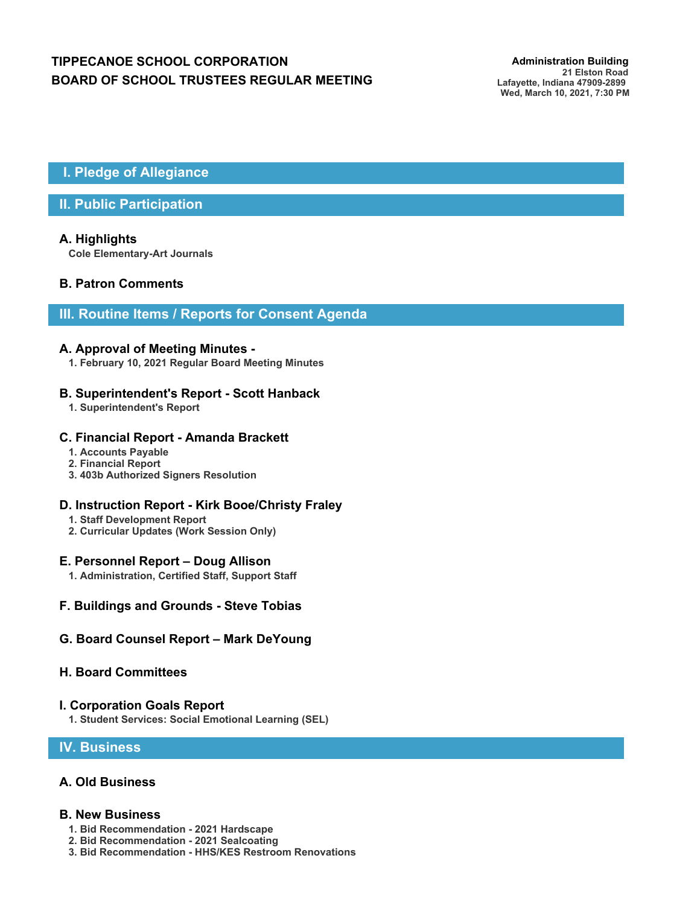**TIPPECANOE SCHOOL CORPORATION**
**BOARD OF SCHOOL TRUSTEES REGULAR MEETING**

**Administration Building**
21 Elston Road
Lafayette, Indiana 47909-2899
Wed, March 10, 2021, 7:30 PM

## I. Pledge of Allegiance

## II. Public Participation

### A. Highlights

Cole Elementary-Art Journals

### B. Patron Comments

## III. Routine Items / Reports for Consent Agenda

### A. Approval of Meeting Minutes -

1. February 10, 2021 Regular Board Meeting Minutes

### B. Superintendent's Report - Scott Hanback

1. Superintendent's Report

### C. Financial Report - Amanda Brackett

1. Accounts Payable
2. Financial Report
3. 403b Authorized Signers Resolution

### D. Instruction Report - Kirk Booe/Christy Fraley

1. Staff Development Report
2. Curricular Updates (Work Session Only)

### E. Personnel Report – Doug Allison

1. Administration, Certified Staff, Support Staff

### F. Buildings and Grounds - Steve Tobias

### G. Board Counsel Report – Mark DeYoung

### H. Board Committees

### I. Corporation Goals Report

1. Student Services: Social Emotional Learning (SEL)

## IV. Business

### A. Old Business

### B. New Business

1. Bid Recommendation - 2021 Hardscape
2. Bid Recommendation - 2021 Sealcoating
3. Bid Recommendation - HHS/KES Restroom Renovations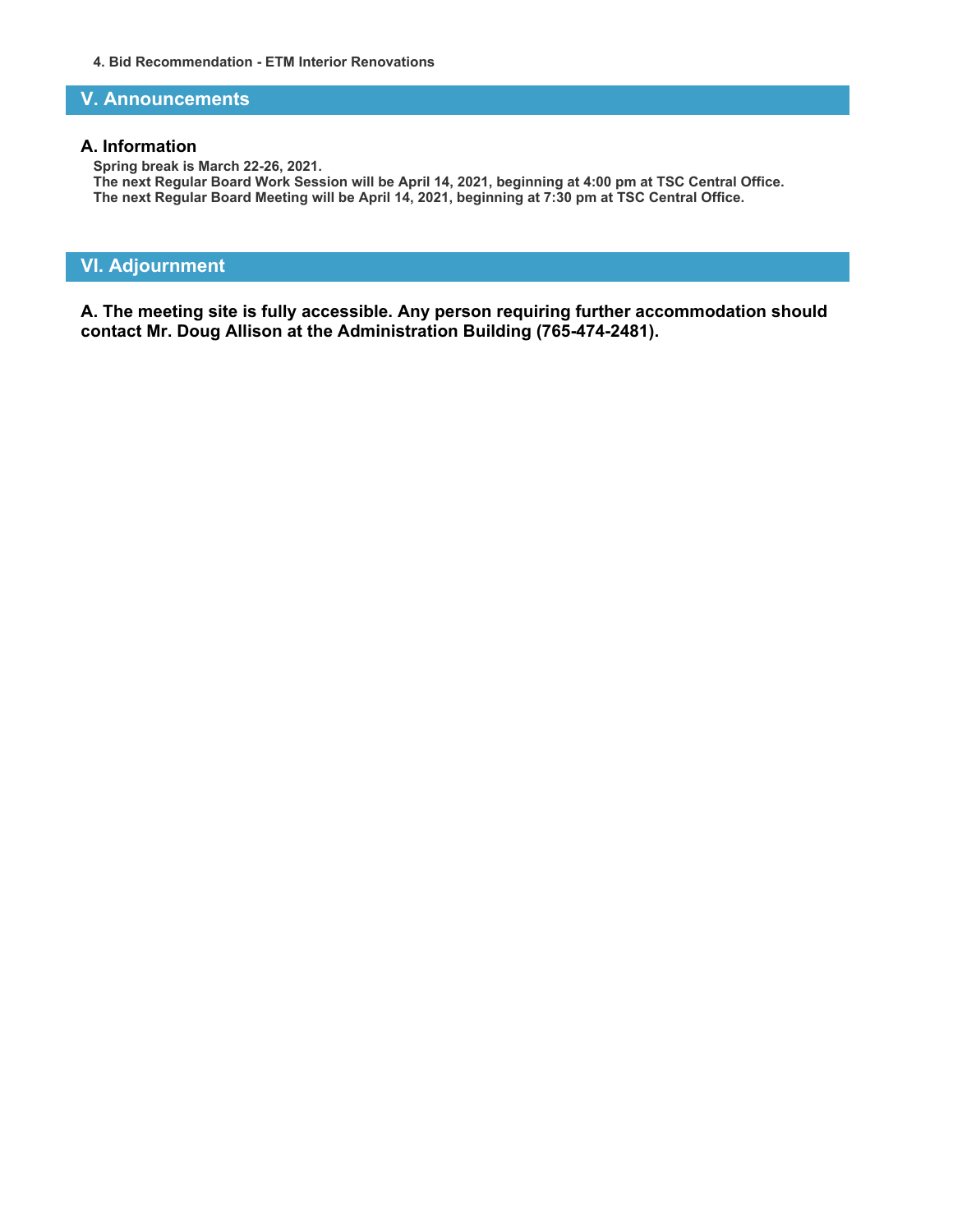**4. Bid Recommendation - ETM Interior Renovations**

## V. Announcements

### A. Information

**Spring break is March 22-26, 2021.**
**The next Regular Board Work Session will be April 14, 2021, beginning at 4:00 pm at TSC Central Office.**
**The next Regular Board Meeting will be April 14, 2021, beginning at 7:30 pm at TSC Central Office.**

## VI. Adjournment

**A. The meeting site is fully accessible. Any person requiring further accommodation should contact Mr. Doug Allison at the Administration Building (765-474-2481).**